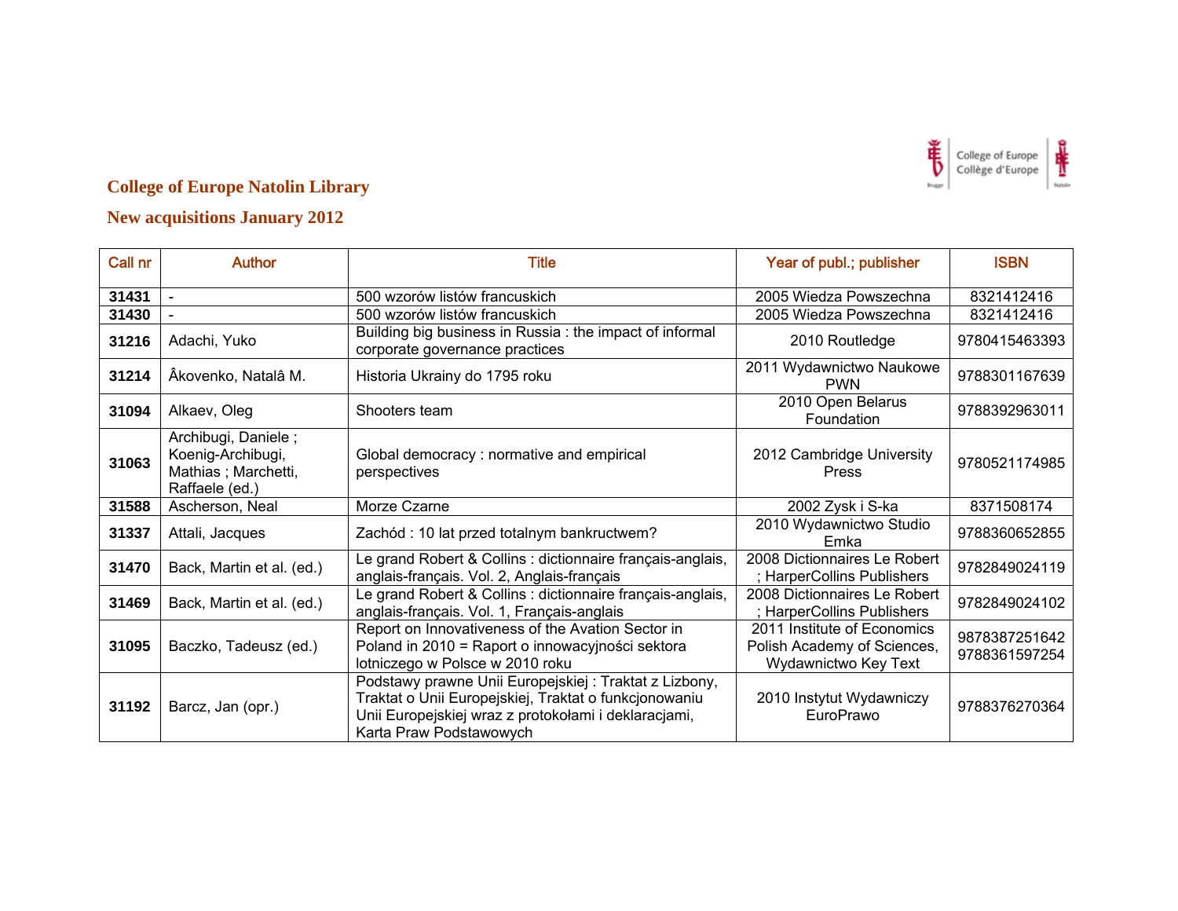## College of Europe Natolin Library

## New acquisitions January 2012

| Call nr | Author | Title | Year of publ.; publisher | ISBN |
|---|---|---|---|---|
| **31431** | - | 500 wzorów listów francuskich | 2005 Wiedza Powszechna | 8321412416 |
| **31430** | - | 500 wzorów listów francuskich | 2005 Wiedza Powszechna | 8321412416 |
| **31216** | Adachi, Yuko | Building big business in Russia : the impact of informal corporate governance practices | 2010 Routledge | 9780415463393 |
| **31214** | Âkovenko, Natalâ M. | Historia Ukrainy do 1795 roku | 2011 Wydawnictwo Naukowe PWN | 9788301167639 |
| **31094** | Alkaev, Oleg | Shooters team | 2010 Open Belarus Foundation | 9788392963011 |
| **31063** | Archibugi, Daniele ; Koenig-Archibugi, Mathias ; Marchetti, Raffaele (ed.) | Global democracy : normative and empirical perspectives | 2012 Cambridge University Press | 9780521174985 |
| **31588** | Ascherson, Neal | Morze Czarne | 2002 Zysk i S-ka | 8371508174 |
| **31337** | Attali, Jacques | Zachód : 10 lat przed totalnym bankructwem? | 2010 Wydawnictwo Studio Emka | 9788360652855 |
| **31470** | Back, Martin et al. (ed.) | Le grand Robert & Collins : dictionnaire français-anglais, anglais-français. Vol. 2, Anglais-français | 2008 Dictionnaires Le Robert ; HarperCollins Publishers | 9782849024119 |
| **31469** | Back, Martin et al. (ed.) | Le grand Robert & Collins : dictionnaire français-anglais, anglais-français. Vol. 1, Français-anglais | 2008 Dictionnaires Le Robert ; HarperCollins Publishers | 9782849024102 |
| **31095** | Baczko, Tadeusz (ed.) | Report on Innovativeness of the Avation Sector in Poland in 2010 = Raport o innowacyjności sektora lotniczego w Polsce w 2010 roku | 2011 Institute of Economics Polish Academy of Sciences, Wydawnictwo Key Text | 9878387251642 9788361597254 |
| **31192** | Barcz, Jan (opr.) | Podstawy prawne Unii Europejskiej : Traktat z Lizbony, Traktat o Unii Europejskiej, Traktat o funkcjonowaniu Unii Europejskiej wraz z protokołami i deklaracjami, Karta Praw Podstawowych | 2010 Instytut Wydawniczy EuroPrawo | 9788376270364 |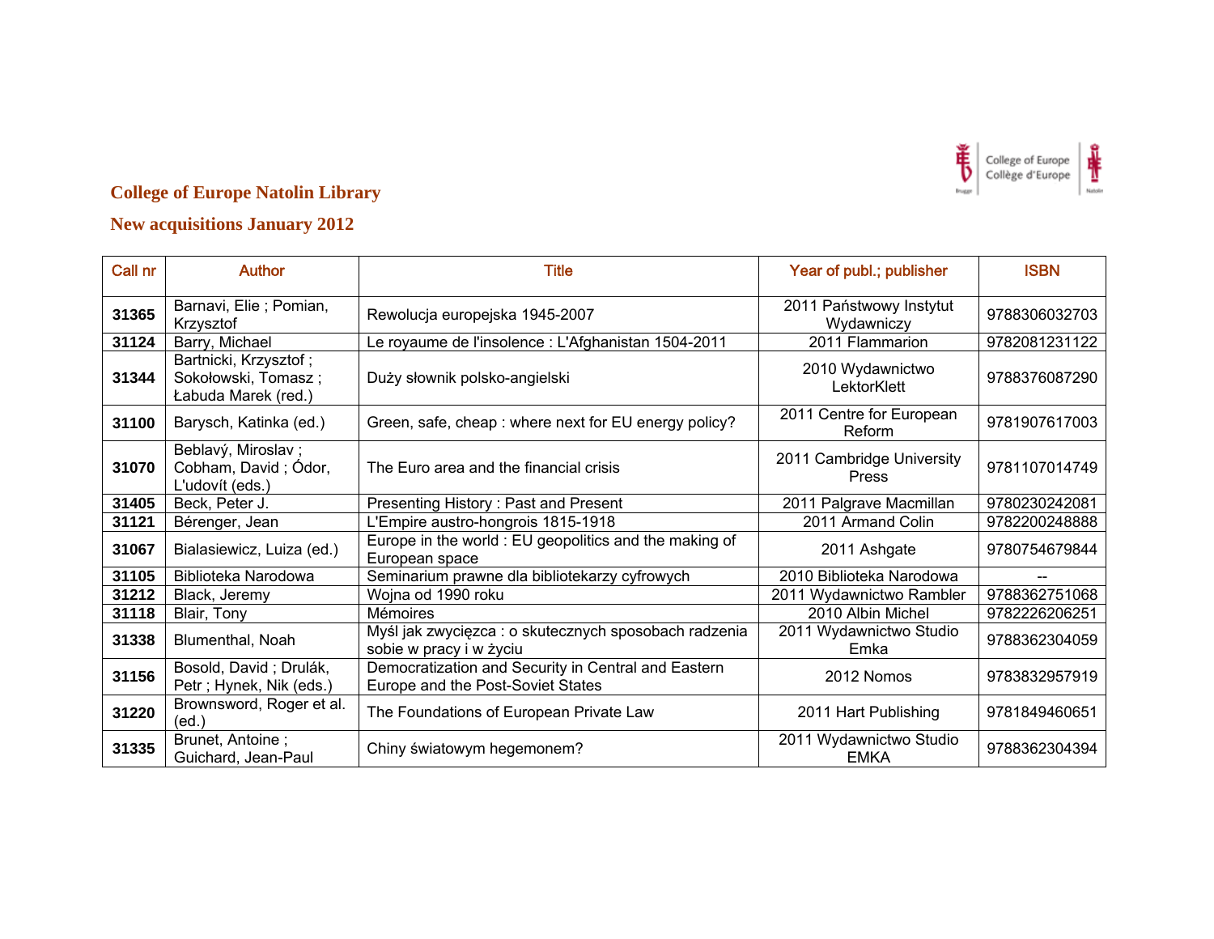## College of Europe Natolin Library

## New acquisitions January 2012

| Call nr | Author | Title | Year of publ.; publisher | ISBN |
|---|---|---|---|---|
| **31365** | Barnavi, Elie ; Pomian, Krzysztof | Rewolucja europejska 1945-2007 | 2011 Państwowy Instytut Wydawniczy | 9788306032703 |
| **31124** | Barry, Michael | Le royaume de l'insolence : L'Afghanistan 1504-2011 | 2011 Flammarion | 9782081231122 |
| **31344** | Bartnicki, Krzysztof ; Sokołowski, Tomasz ; Łabuda Marek (red.) | Duży słownik polsko-angielski | 2010 Wydawnictwo LektorKlett | 9788376087290 |
| **31100** | Barysch, Katinka (ed.) | Green, safe, cheap : where next for EU energy policy? | 2011 Centre for European Reform | 9781907617003 |
| **31070** | Beblavý, Miroslav ; Cobham, David ; Ódor, L'udovít (eds.) | The Euro area and the financial crisis | 2011 Cambridge University Press | 9781107014749 |
| **31405** | Beck, Peter J. | Presenting History : Past and Present | 2011 Palgrave Macmillan | 9780230242081 |
| **31121** | Bérenger, Jean | L'Empire austro-hongrois 1815-1918 | 2011 Armand Colin | 9782200248888 |
| **31067** | Bialasiewicz, Luiza (ed.) | Europe in the world : EU geopolitics and the making of European space | 2011 Ashgate | 9780754679844 |
| **31105** | Biblioteka Narodowa | Seminarium prawne dla bibliotekarzy cyfrowych | 2010 Biblioteka Narodowa | -- |
| **31212** | Black, Jeremy | Wojna od 1990 roku | 2011 Wydawnictwo Rambler | 9788362751068 |
| **31118** | Blair, Tony | Mémoires | 2010 Albin Michel | 9782226206251 |
| **31338** | Blumenthal, Noah | Myśl jak zwycięzca : o skutecznych sposobach radzenia sobie w pracy i w życiu | 2011 Wydawnictwo Studio Emka | 9788362304059 |
| **31156** | Bosold, David ; Drulák, Petr ; Hynek, Nik (eds.) | Democratization and Security in Central and Eastern Europe and the Post-Soviet States | 2012 Nomos | 9783832957919 |
| **31220** | Brownsword, Roger et al. (ed.) | The Foundations of European Private Law | 2011 Hart Publishing | 9781849460651 |
| **31335** | Brunet, Antoine ; Guichard, Jean-Paul | Chiny światowym hegemonem? | 2011 Wydawnictwo Studio EMKA | 9788362304394 |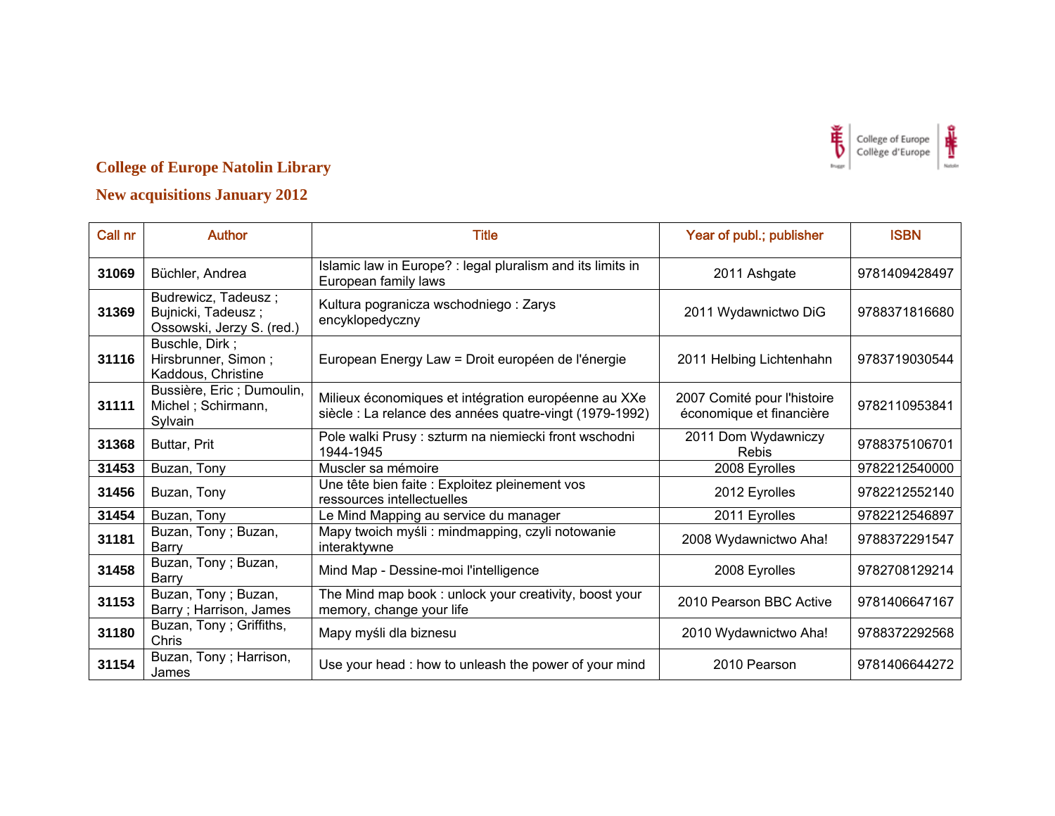## College of Europe Natolin Library

## New acquisitions January 2012

| Call nr | Author | Title | Year of publ.; publisher | ISBN |
|---|---|---|---|---|
| **31069** | Büchler, Andrea | Islamic law in Europe? : legal pluralism and its limits in European family laws | 2011 Ashgate | 9781409428497 |
| **31369** | Budrewicz, Tadeusz ; Bujnicki, Tadeusz ; Ossowski, Jerzy S. (red.) | Kultura pogranicza wschodniego : Zarys encyklopedyczny | 2011 Wydawnictwo DiG | 9788371816680 |
| **31116** | Buschle, Dirk ; Hirsbrunner, Simon ; Kaddous, Christine | European Energy Law = Droit européen de l'énergie | 2011 Helbing Lichtenhahn | 9783719030544 |
| **31111** | Bussière, Eric ; Dumoulin, Michel ; Schirmann, Sylvain | Milieux économiques et intégration européenne au XXe siècle : La relance des années quatre-vingt (1979-1992) | 2007 Comité pour l'histoire économique et financière | 9782110953841 |
| **31368** | Buttar, Prit | Pole walki Prusy : szturm na niemiecki front wschodni 1944-1945 | 2011 Dom Wydawniczy Rebis | 9788375106701 |
| **31453** | Buzan, Tony | Muscler sa mémoire | 2008 Eyrolles | 9782212540000 |
| **31456** | Buzan, Tony | Une tête bien faite : Exploitez pleinement vos ressources intellectuelles | 2012 Eyrolles | 9782212552140 |
| **31454** | Buzan, Tony | Le Mind Mapping au service du manager | 2011 Eyrolles | 9782212546897 |
| **31181** | Buzan, Tony ; Buzan, Barry | Mapy twoich myśli : mindmapping, czyli notowanie interaktywne | 2008 Wydawnictwo Aha! | 9788372291547 |
| **31458** | Buzan, Tony ; Buzan, Barry | Mind Map - Dessine-moi l'intelligence | 2008 Eyrolles | 9782708129214 |
| **31153** | Buzan, Tony ; Buzan, Barry ; Harrison, James | The Mind map book : unlock your creativity, boost your memory, change your life | 2010 Pearson BBC Active | 9781406647167 |
| **31180** | Buzan, Tony ; Griffiths, Chris | Mapy myśli dla biznesu | 2010 Wydawnictwo Aha! | 9788372292568 |
| **31154** | Buzan, Tony ; Harrison, James | Use your head : how to unleash the power of your mind | 2010 Pearson | 9781406644272 |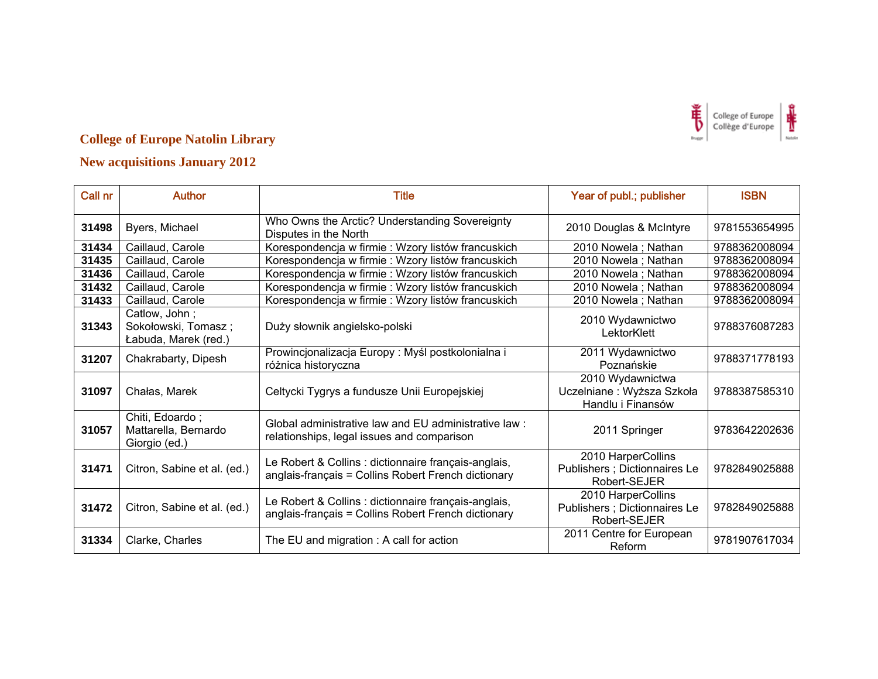**College of Europe Natolin Library**

**New acquisitions January 2012**

| Call nr | Author | Title | Year of publ.; publisher | ISBN |
|---|---|---|---|---|
| **31498** | Byers, Michael | Who Owns the Arctic? Understanding Sovereignty Disputes in the North | 2010 Douglas & McIntyre | 9781553654995 |
| **31434** | Caillaud, Carole | Korespondencja w firmie : Wzory listów francuskich | 2010 Nowela ; Nathan | 9788362008094 |
| **31435** | Caillaud, Carole | Korespondencja w firmie : Wzory listów francuskich | 2010 Nowela ; Nathan | 9788362008094 |
| **31436** | Caillaud, Carole | Korespondencja w firmie : Wzory listów francuskich | 2010 Nowela ; Nathan | 9788362008094 |
| **31432** | Caillaud, Carole | Korespondencja w firmie : Wzory listów francuskich | 2010 Nowela ; Nathan | 9788362008094 |
| **31433** | Caillaud, Carole | Korespondencja w firmie : Wzory listów francuskich | 2010 Nowela ; Nathan | 9788362008094 |
| **31343** | Catlow, John ; Sokołowski, Tomasz ; Łabuda, Marek (red.) | Duży słownik angielsko-polski | 2010 Wydawnictwo LektorKlett | 9788376087283 |
| **31207** | Chakrabarty, Dipesh | Prowincjonalizacja Europy : Myśl postkolonialna i różnica historyczna | 2011 Wydawnictwo Poznańskie | 9788371778193 |
| **31097** | Chałas, Marek | Celtycki Tygrys a fundusze Unii Europejskiej | 2010 Wydawnictwa Uczelniane : Wyższa Szkoła Handlu i Finansów | 9788387585310 |
| **31057** | Chiti, Edoardo ; Mattarella, Bernardo Giorgio (ed.) | Global administrative law and EU administrative law : relationships, legal issues and comparison | 2011 Springer | 9783642202636 |
| **31471** | Citron, Sabine et al. (ed.) | Le Robert & Collins : dictionnaire français-anglais, anglais-français = Collins Robert French dictionary | 2010 HarperCollins Publishers ; Dictionnaires Le Robert-SEJER | 9782849025888 |
| **31472** | Citron, Sabine et al. (ed.) | Le Robert & Collins : dictionnaire français-anglais, anglais-français = Collins Robert French dictionary | 2010 HarperCollins Publishers ; Dictionnaires Le Robert-SEJER | 9782849025888 |
| **31334** | Clarke, Charles | The EU and migration : A call for action | 2011 Centre for European Reform | 9781907617034 |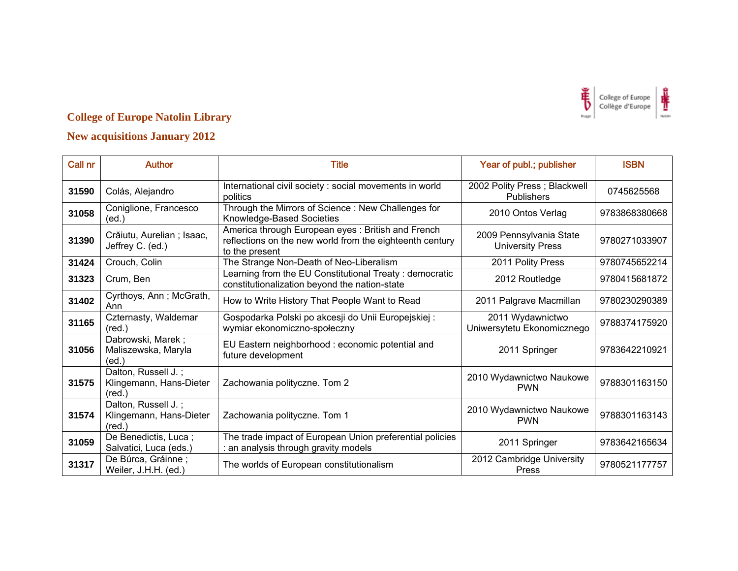## College of Europe Natolin Library

## New acquisitions January 2012

| Call nr | Author | Title | Year of publ.; publisher | ISBN |
|---|---|---|---|---|
| **31590** | Colás, Alejandro | International civil society : social movements in world politics | 2002 Polity Press ; Blackwell Publishers | 0745625568 |
| **31058** | Coniglione, Francesco (ed.) | Through the Mirrors of Science : New Challenges for Knowledge-Based Societies | 2010 Ontos Verlag | 9783868380668 |
| **31390** | Crăiutu, Aurelian ; Isaac, Jeffrey C. (ed.) | America through European eyes : British and French reflections on the new world from the eighteenth century to the present | 2009 Pennsylvania State University Press | 9780271033907 |
| **31424** | Crouch, Colin | The Strange Non-Death of Neo-Liberalism | 2011 Polity Press | 9780745652214 |
| **31323** | Crum, Ben | Learning from the EU Constitutional Treaty : democratic constitutionalization beyond the nation-state | 2012 Routledge | 9780415681872 |
| **31402** | Cyrthoys, Ann ; McGrath, Ann | How to Write History That People Want to Read | 2011 Palgrave Macmillan | 9780230290389 |
| **31165** | Czternasty, Waldemar (red.) | Gospodarka Polski po akcesji do Unii Europejskiej : wymiar ekonomiczno-społeczny | 2011 Wydawnictwo Uniwersytetu Ekonomicznego | 9788374175920 |
| **31056** | Dabrowski, Marek ; Maliszewska, Maryla (ed.) | EU Eastern neighborhood : economic potential and future development | 2011 Springer | 9783642210921 |
| **31575** | Dalton, Russell J. ; Klingemann, Hans-Dieter (red.) | Zachowania polityczne. Tom 2 | 2010 Wydawnictwo Naukowe PWN | 9788301163150 |
| **31574** | Dalton, Russell J. ; Klingemann, Hans-Dieter (red.) | Zachowania polityczne. Tom 1 | 2010 Wydawnictwo Naukowe PWN | 9788301163143 |
| **31059** | De Benedictis, Luca ; Salvatici, Luca (eds.) | The trade impact of European Union preferential policies : an analysis through gravity models | 2011 Springer | 9783642165634 |
| **31317** | De Búrca, Gráinne ; Weiler, J.H.H. (ed.) | The worlds of European constitutionalism | 2012 Cambridge University Press | 9780521177757 |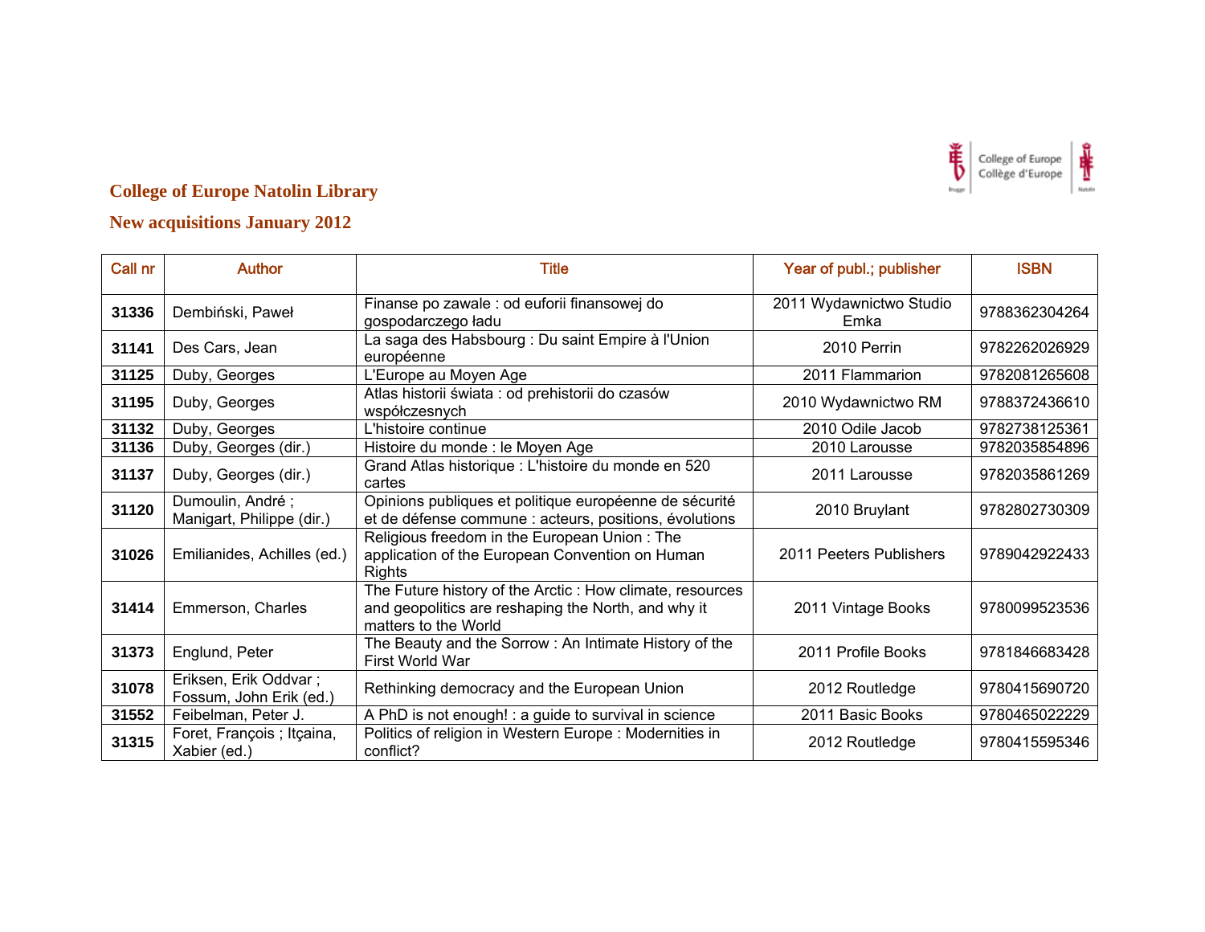## College of Europe Natolin Library

## New acquisitions January 2012

| Call nr | Author | Title | Year of publ.; publisher | ISBN |
|---|---|---|---|---|
| **31336** | Dembiński, Paweł | Finanse po zawale : od euforii finansowej do gospodarczego ładu | 2011 Wydawnictwo Studio Emka | 9788362304264 |
| **31141** | Des Cars, Jean | La saga des Habsbourg : Du saint Empire à l'Union européenne | 2010 Perrin | 9782262026929 |
| **31125** | Duby, Georges | L'Europe au Moyen Age | 2011 Flammarion | 9782081265608 |
| **31195** | Duby, Georges | Atlas historii świata : od prehistorii do czasów współczesnych | 2010 Wydawnictwo RM | 9788372436610 |
| **31132** | Duby, Georges | L'histoire continue | 2010 Odile Jacob | 9782738125361 |
| **31136** | Duby, Georges (dir.) | Histoire du monde : le Moyen Age | 2010 Larousse | 9782035854896 |
| **31137** | Duby, Georges (dir.) | Grand Atlas historique : L'histoire du monde en 520 cartes | 2011 Larousse | 9782035861269 |
| **31120** | Dumoulin, André ; Manigart, Philippe (dir.) | Opinions publiques et politique européenne de sécurité et de défense commune : acteurs, positions, évolutions | 2010 Bruylant | 9782802730309 |
| **31026** | Emilianides, Achilles (ed.) | Religious freedom in the European Union : The application of the European Convention on Human Rights | 2011 Peeters Publishers | 9789042922433 |
| **31414** | Emmerson, Charles | The Future history of the Arctic : How climate, resources and geopolitics are reshaping the North, and why it matters to the World | 2011 Vintage Books | 9780099523536 |
| **31373** | Englund, Peter | The Beauty and the Sorrow : An Intimate History of the First World War | 2011 Profile Books | 9781846683428 |
| **31078** | Eriksen, Erik Oddvar ; Fossum, John Erik (ed.) | Rethinking democracy and the European Union | 2012 Routledge | 9780415690720 |
| **31552** | Feibelman, Peter J. | A PhD is not enough! : a guide to survival in science | 2011 Basic Books | 9780465022229 |
| **31315** | Foret, François ; Itçaina, Xabier (ed.) | Politics of religion in Western Europe : Modernities in conflict? | 2012 Routledge | 9780415595346 |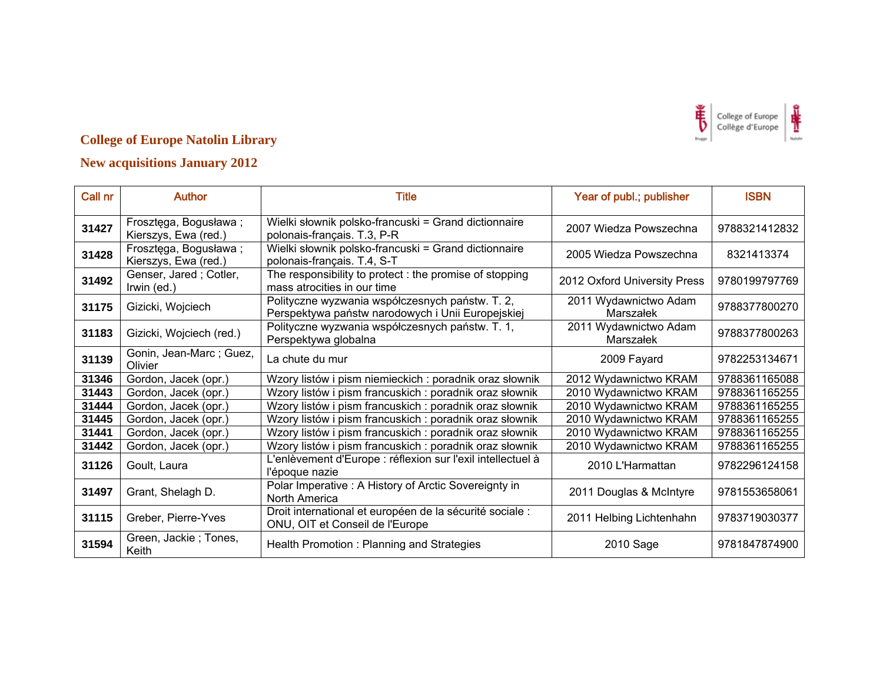## College of Europe Natolin Library

## New acquisitions January 2012

| Call nr | Author | Title | Year of publ.; publisher | ISBN |
|---|---|---|---|---|
| **31427** | Frosztęga, Bogusława ; Kierszys, Ewa (red.) | Wielki słownik polsko-francuski = Grand dictionnaire polonais-français. T.3, P-R | 2007 Wiedza Powszechna | 9788321412832 |
| **31428** | Frosztęga, Bogusława ; Kierszys, Ewa (red.) | Wielki słownik polsko-francuski = Grand dictionnaire polonais-français. T.4, S-T | 2005 Wiedza Powszechna | 8321413374 |
| **31492** | Genser, Jared ; Cotler, Irwin (ed.) | The responsibility to protect : the promise of stopping mass atrocities in our time | 2012 Oxford University Press | 9780199797769 |
| **31175** | Gizicki, Wojciech | Polityczne wyzwania współczesnych państw. T. 2, Perspektywa państw narodowych i Unii Europejskiej | 2011 Wydawnictwo Adam Marszałek | 9788377800270 |
| **31183** | Gizicki, Wojciech (red.) | Polityczne wyzwania współczesnych państw. T. 1, Perspektywa globalna | 2011 Wydawnictwo Adam Marszałek | 9788377800263 |
| **31139** | Gonin, Jean-Marc ; Guez, Olivier | La chute du mur | 2009 Fayard | 9782253134671 |
| **31346** | Gordon, Jacek (opr.) | Wzory listów i pism niemieckich : poradnik oraz słownik | 2012 Wydawnictwo KRAM | 9788361165088 |
| **31443** | Gordon, Jacek (opr.) | Wzory listów i pism francuskich : poradnik oraz słownik | 2010 Wydawnictwo KRAM | 9788361165255 |
| **31444** | Gordon, Jacek (opr.) | Wzory listów i pism francuskich : poradnik oraz słownik | 2010 Wydawnictwo KRAM | 9788361165255 |
| **31445** | Gordon, Jacek (opr.) | Wzory listów i pism francuskich : poradnik oraz słownik | 2010 Wydawnictwo KRAM | 9788361165255 |
| **31441** | Gordon, Jacek (opr.) | Wzory listów i pism francuskich : poradnik oraz słownik | 2010 Wydawnictwo KRAM | 9788361165255 |
| **31442** | Gordon, Jacek (opr.) | Wzory listów i pism francuskich : poradnik oraz słownik | 2010 Wydawnictwo KRAM | 9788361165255 |
| **31126** | Goult, Laura | L'enlèvement d'Europe : réflexion sur l'exil intellectuel à l'époque nazie | 2010 L'Harmattan | 9782296124158 |
| **31497** | Grant, Shelagh D. | Polar Imperative : A History of Arctic Sovereignty in North America | 2011 Douglas & McIntyre | 9781553658061 |
| **31115** | Greber, Pierre-Yves | Droit international et européen de la sécurité sociale : ONU, OIT et Conseil de l'Europe | 2011 Helbing Lichtenhahn | 9783719030377 |
| **31594** | Green, Jackie ; Tones, Keith | Health Promotion : Planning and Strategies | 2010 Sage | 9781847874900 |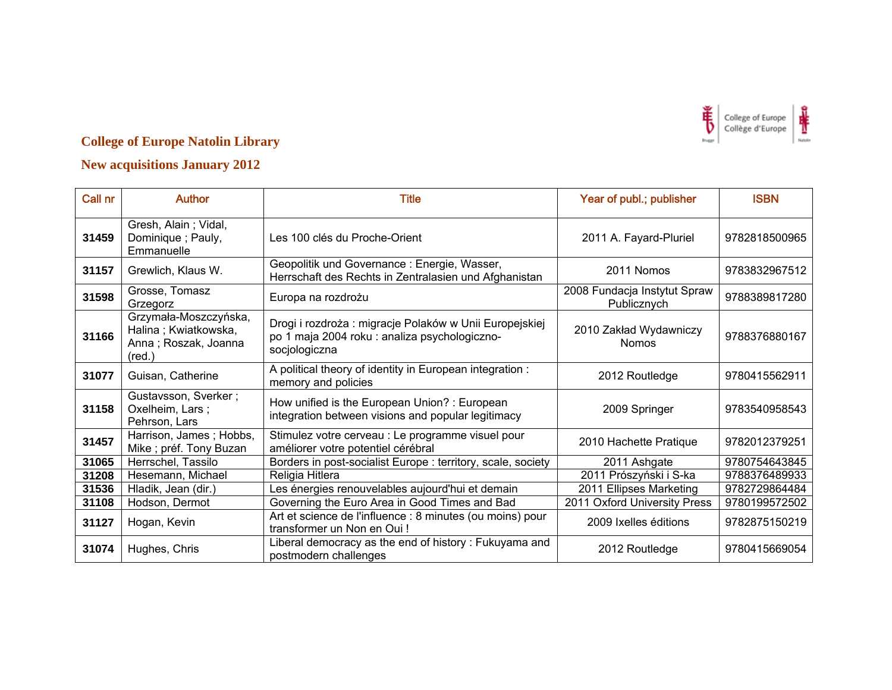## College of Europe Natolin Library

## New acquisitions January 2012

| Call nr | Author | Title | Year of publ.; publisher | ISBN |
|---|---|---|---|---|
| **31459** | Gresh, Alain ; Vidal, Dominique ; Pauly, Emmanuelle | Les 100 clés du Proche-Orient | 2011 A. Fayard-Pluriel | 9782818500965 |
| **31157** | Grewlich, Klaus W. | Geopolitik und Governance : Energie, Wasser, Herrschaft des Rechts in Zentralasien und Afghanistan | 2011 Nomos | 9783832967512 |
| **31598** | Grosse, Tomasz Grzegorz | Europa na rozdrożu | 2008 Fundacja Instytut Spraw Publicznych | 9788389817280 |
| **31166** | Grzymała-Moszczyńska, Halina ; Kwiatkowska, Anna ; Roszak, Joanna (red.) | Drogi i rozdroża : migracje Polaków w Unii Europejskiej po 1 maja 2004 roku : analiza psychologiczno-socjologiczna | 2010 Zakład Wydawniczy Nomos | 9788376880167 |
| **31077** | Guisan, Catherine | A political theory of identity in European integration : memory and policies | 2012 Routledge | 9780415562911 |
| **31158** | Gustavsson, Sverker ; Oxelheim, Lars ; Pehrson, Lars | How unified is the European Union? : European integration between visions and popular legitimacy | 2009 Springer | 9783540958543 |
| **31457** | Harrison, James ; Hobbs, Mike ; préf. Tony Buzan | Stimulez votre cerveau : Le programme visuel pour améliorer votre potentiel cérébral | 2010 Hachette Pratique | 9782012379251 |
| **31065** | Herrschel, Tassilo | Borders in post-socialist Europe : territory, scale, society | 2011 Ashgate | 9780754643845 |
| **31208** | Hesemann, Michael | Religia Hitlera | 2011 Prószyński i S-ka | 9788376489933 |
| **31536** | Hladik, Jean (dir.) | Les énergies renouvelables aujourd'hui et demain | 2011 Ellipses Marketing | 9782729864484 |
| **31108** | Hodson, Dermot | Governing the Euro Area in Good Times and Bad | 2011 Oxford University Press | 9780199572502 |
| **31127** | Hogan, Kevin | Art et science de l'influence : 8 minutes (ou moins) pour transformer un Non en Oui ! | 2009 Ixelles éditions | 9782875150219 |
| **31074** | Hughes, Chris | Liberal democracy as the end of history : Fukuyama and postmodern challenges | 2012 Routledge | 9780415669054 |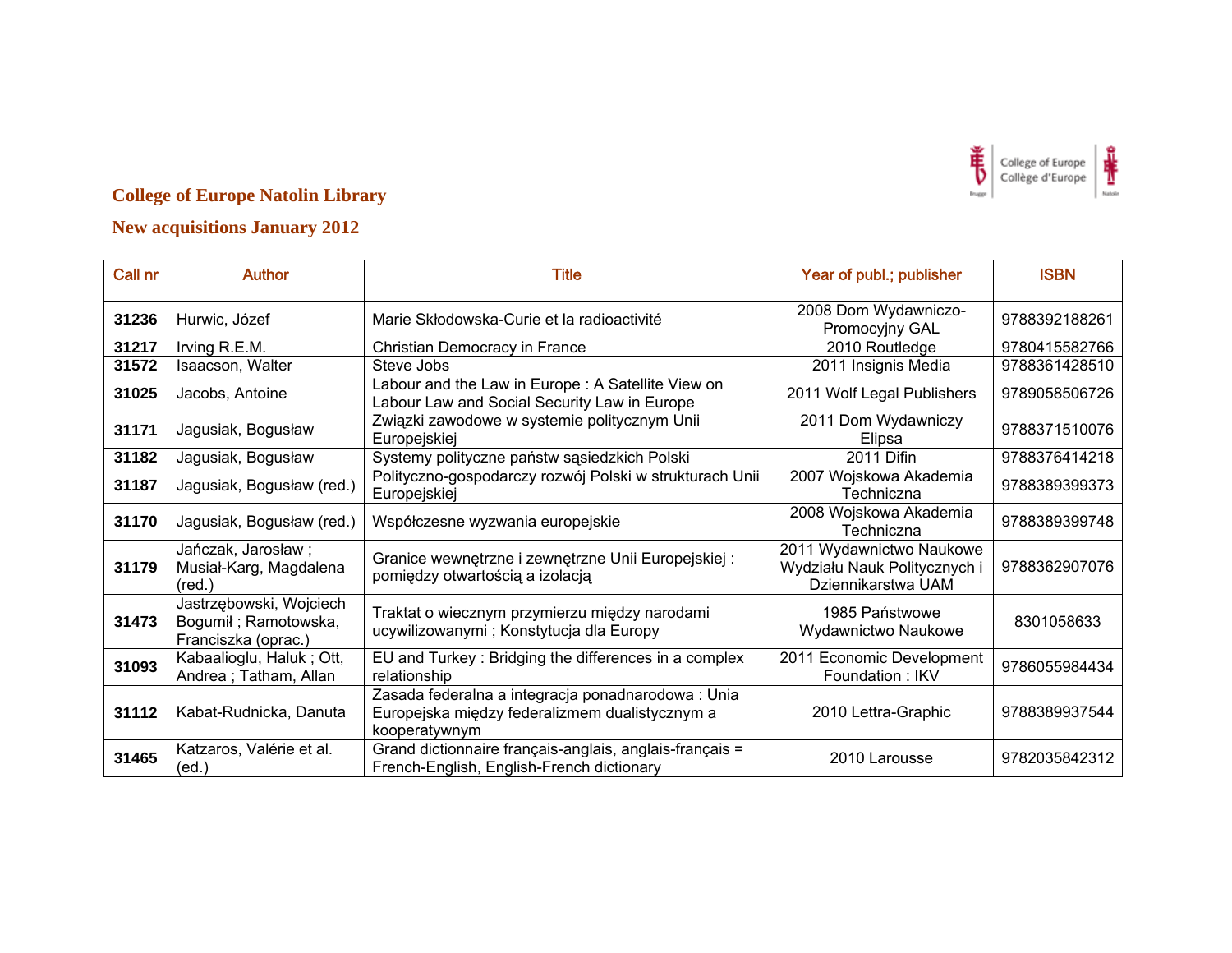## College of Europe Natolin Library

## New acquisitions January 2012

| Call nr | Author | Title | Year of publ.; publisher | ISBN |
|---|---|---|---|---|
| **31236** | Hurwic, Józef | Marie Skłodowska-Curie et la radioactivité | 2008 Dom Wydawniczo-Promocyjny GAL | 9788392188261 |
| **31217** | Irving R.E.M. | Christian Democracy in France | 2010 Routledge | 9780415582766 |
| **31572** | Isaacson, Walter | Steve Jobs | 2011 Insignis Media | 9788361428510 |
| **31025** | Jacobs, Antoine | Labour and the Law in Europe : A Satellite View on Labour Law and Social Security Law in Europe | 2011 Wolf Legal Publishers | 9789058506726 |
| **31171** | Jagusiak, Bogusław | Związki zawodowe w systemie politycznym Unii Europejskiej | 2011 Dom Wydawniczy Elipsa | 9788371510076 |
| **31182** | Jagusiak, Bogusław | Systemy polityczne państw sąsiedzkich Polski | 2011 Difin | 9788376414218 |
| **31187** | Jagusiak, Bogusław (red.) | Polityczno-gospodarczy rozwój Polski w strukturach Unii Europejskiej | 2007 Wojskowa Akademia Techniczna | 9788389399373 |
| **31170** | Jagusiak, Bogusław (red.) | Współczesne wyzwania europejskie | 2008 Wojskowa Akademia Techniczna | 9788389399748 |
| **31179** | Jańczak, Jarosław ; Musiał-Karg, Magdalena (red.) | Granice wewnętrzne i zewnętrzne Unii Europejskiej : pomiędzy otwartością a izolacją | 2011 Wydawnictwo Naukowe Wydziału Nauk Politycznych i Dziennikarstwa UAM | 9788362907076 |
| **31473** | Jastrzębowski, Wojciech Bogumił ; Ramotowska, Franciszka (oprac.) | Traktat o wiecznym przymierzu między narodami ucywilizowanymi ; Konstytucja dla Europy | 1985 Państwowe Wydawnictwo Naukowe | 8301058633 |
| **31093** | Kabaalioglu, Haluk ; Ott, Andrea ; Tatham, Allan | EU and Turkey : Bridging the differences in a complex relationship | 2011 Economic Development Foundation : IKV | 9786055984434 |
| **31112** | Kabat-Rudnicka, Danuta | Zasada federalna a integracja ponadnarodowa : Unia Europejska między federalizmem dualistycznym a kooperatywnym | 2010 Lettra-Graphic | 9788389937544 |
| **31465** | Katzaros, Valérie et al. (ed.) | Grand dictionnaire français-anglais, anglais-français = French-English, English-French dictionary | 2010 Larousse | 9782035842312 |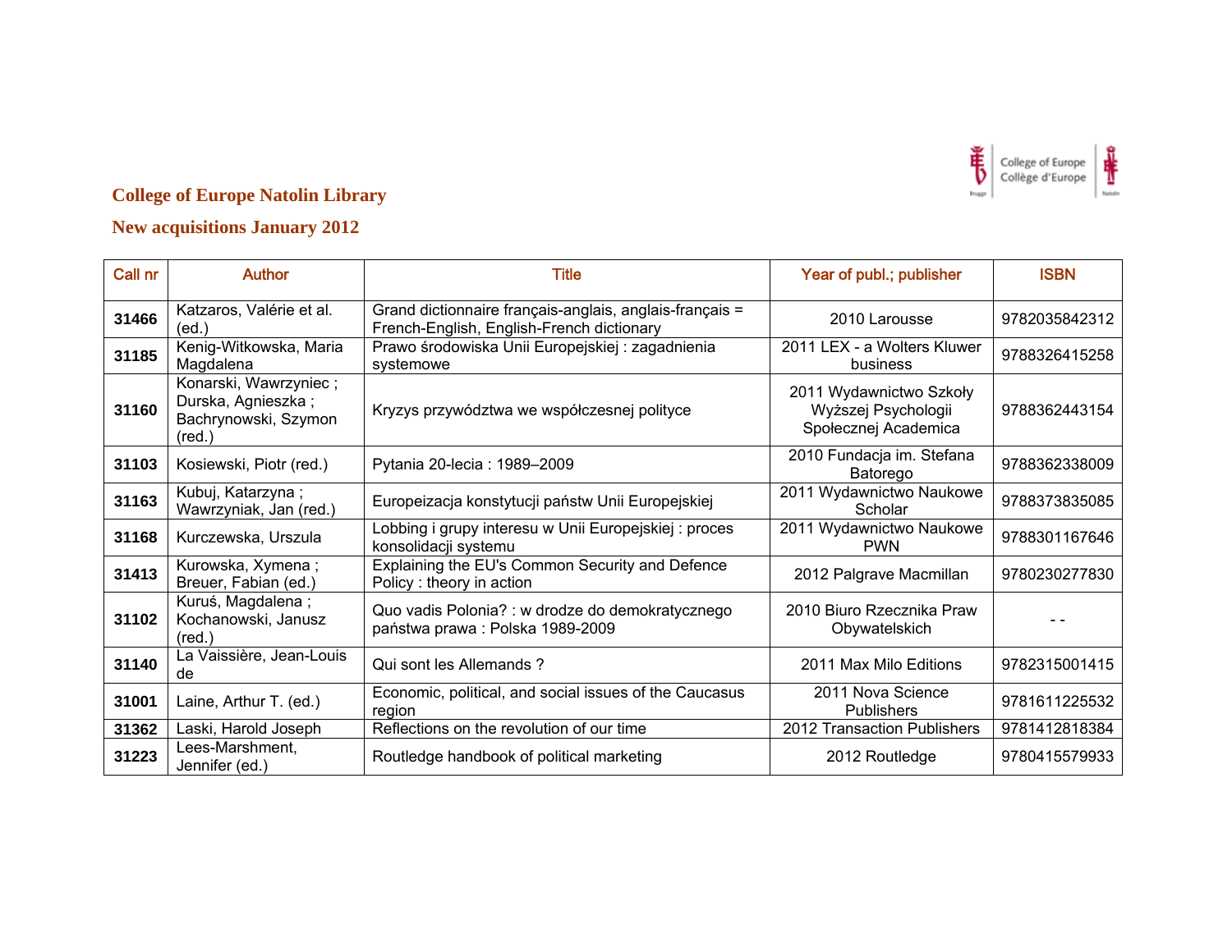## College of Europe Natolin Library

## New acquisitions January 2012

| Call nr | Author | Title | Year of publ.; publisher | ISBN |
|---|---|---|---|---|
| **31466** | Katzaros, Valérie et al. (ed.) | Grand dictionnaire français-anglais, anglais-français = French-English, English-French dictionary | 2010 Larousse | 9782035842312 |
| **31185** | Kenig-Witkowska, Maria Magdalena | Prawo środowiska Unii Europejskiej : zagadnienia systemowe | 2011 LEX - a Wolters Kluwer business | 9788326415258 |
| **31160** | Konarski, Wawrzyniec ; Durska, Agnieszka ; Bachrynowski, Szymon (red.) | Kryzys przywództwa we współczesnej polityce | 2011 Wydawnictwo Szkoły Wyższej Psychologii Społecznej Academica | 9788362443154 |
| **31103** | Kosiewski, Piotr (red.) | Pytania 20-lecia : 1989–2009 | 2010 Fundacja im. Stefana Batorego | 9788362338009 |
| **31163** | Kubuj, Katarzyna ; Wawrzyniak, Jan (red.) | Europeizacja konstytucji państw Unii Europejskiej | 2011 Wydawnictwo Naukowe Scholar | 9788373835085 |
| **31168** | Kurczewska, Urszula | Lobbing i grupy interesu w Unii Europejskiej : proces konsolidacji systemu | 2011 Wydawnictwo Naukowe PWN | 9788301167646 |
| **31413** | Kurowska, Xymena ; Breuer, Fabian (ed.) | Explaining the EU's Common Security and Defence Policy : theory in action | 2012 Palgrave Macmillan | 9780230277830 |
| **31102** | Kuruś, Magdalena ; Kochanowski, Janusz (red.) | Quo vadis Polonia? : w drodze do demokratycznego państwa prawa : Polska 1989-2009 | 2010 Biuro Rzecznika Praw Obywatelskich | - - |
| **31140** | La Vaissière, Jean-Louis de | Qui sont les Allemands ? | 2011 Max Milo Editions | 9782315001415 |
| **31001** | Laine, Arthur T. (ed.) | Economic, political, and social issues of the Caucasus region | 2011 Nova Science Publishers | 9781611225532 |
| **31362** | Laski, Harold Joseph | Reflections on the revolution of our time | 2012 Transaction Publishers | 9781412818384 |
| **31223** | Lees-Marshment, Jennifer (ed.) | Routledge handbook of political marketing | 2012 Routledge | 9780415579933 |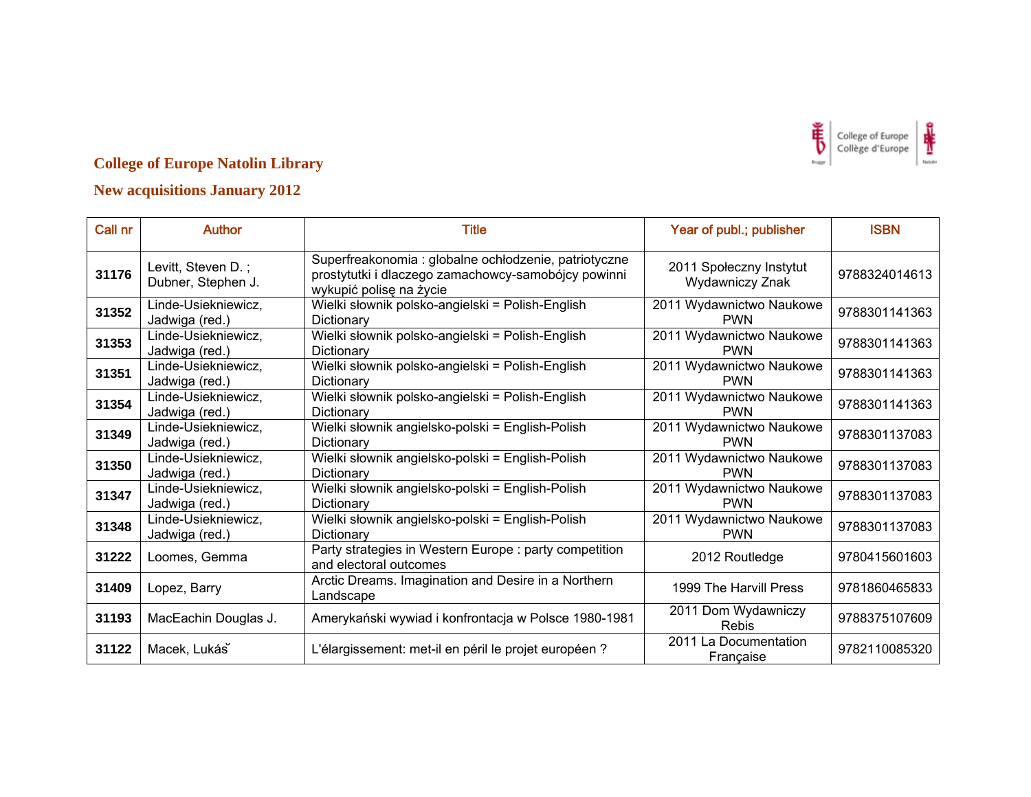## College of Europe Natolin Library

## New acquisitions January 2012

| Call nr | Author | Title | Year of publ.; publisher | ISBN |
|---|---|---|---|---|
| **31176** | Levitt, Steven D. ; Dubner, Stephen J. | Superfreakonomia : globalne ochłodzenie, patriotyczne prostytutki i dlaczego zamachowcy-samobójcy powinni wykupić polisę na życie | 2011 Społeczny Instytut Wydawniczy Znak | 9788324014613 |
| **31352** | Linde-Usiekniewicz, Jadwiga (red.) | Wielki słownik polsko-angielski = Polish-English Dictionary | 2011 Wydawnictwo Naukowe PWN | 9788301141363 |
| **31353** | Linde-Usiekniewicz, Jadwiga (red.) | Wielki słownik polsko-angielski = Polish-English Dictionary | 2011 Wydawnictwo Naukowe PWN | 9788301141363 |
| **31351** | Linde-Usiekniewicz, Jadwiga (red.) | Wielki słownik polsko-angielski = Polish-English Dictionary | 2011 Wydawnictwo Naukowe PWN | 9788301141363 |
| **31354** | Linde-Usiekniewicz, Jadwiga (red.) | Wielki słownik polsko-angielski = Polish-English Dictionary | 2011 Wydawnictwo Naukowe PWN | 9788301141363 |
| **31349** | Linde-Usiekniewicz, Jadwiga (red.) | Wielki słownik angielsko-polski = English-Polish Dictionary | 2011 Wydawnictwo Naukowe PWN | 9788301137083 |
| **31350** | Linde-Usiekniewicz, Jadwiga (red.) | Wielki słownik angielsko-polski = English-Polish Dictionary | 2011 Wydawnictwo Naukowe PWN | 9788301137083 |
| **31347** | Linde-Usiekniewicz, Jadwiga (red.) | Wielki słownik angielsko-polski = English-Polish Dictionary | 2011 Wydawnictwo Naukowe PWN | 9788301137083 |
| **31348** | Linde-Usiekniewicz, Jadwiga (red.) | Wielki słownik angielsko-polski = English-Polish Dictionary | 2011 Wydawnictwo Naukowe PWN | 9788301137083 |
| **31222** | Loomes, Gemma | Party strategies in Western Europe : party competition and electoral outcomes | 2012 Routledge | 9780415601603 |
| **31409** | Lopez, Barry | Arctic Dreams. Imagination and Desire in a Northern Landscape | 1999 The Harvill Press | 9781860465833 |
| **31193** | MacEachin Douglas J. | Amerykański wywiad i konfrontacja w Polsce 1980-1981 | 2011 Dom Wydawniczy Rebis | 9788375107609 |
| **31122** | Macek, Lukáš | L'élargissement: met-il en péril le projet européen ? | 2011 La Documentation Française | 9782110085320 |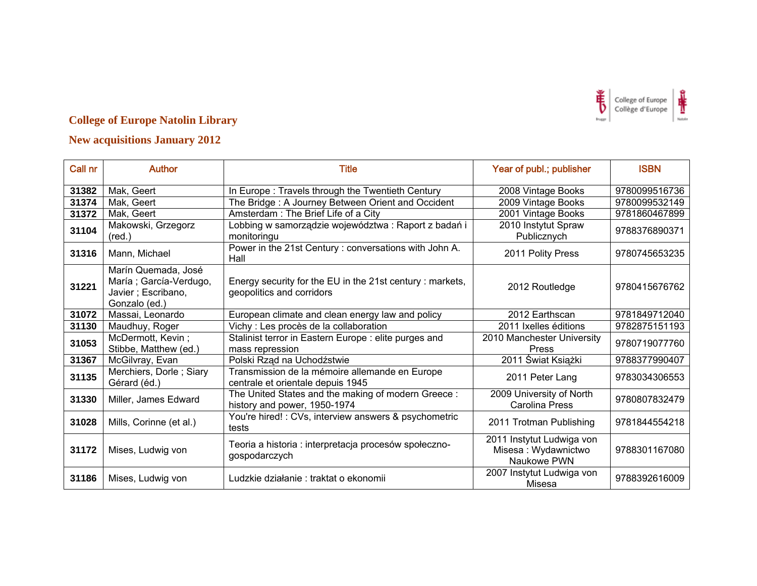## College of Europe Natolin Library

## New acquisitions January 2012

| Call nr | Author | Title | Year of publ.; publisher | ISBN |
|---|---|---|---|---|
| **31382** | Mak, Geert | In Europe : Travels through the Twentieth Century | 2008 Vintage Books | 9780099516736 |
| **31374** | Mak, Geert | The Bridge : A Journey Between Orient and Occident | 2009 Vintage Books | 9780099532149 |
| **31372** | Mak, Geert | Amsterdam : The Brief Life of a City | 2001 Vintage Books | 9781860467899 |
| **31104** | Makowski, Grzegorz (red.) | Lobbing w samorządzie województwa : Raport z badań i monitoringu | 2010 Instytut Spraw Publicznych | 9788376890371 |
| **31316** | Mann, Michael | Power in the 21st Century : conversations with John A. Hall | 2011 Polity Press | 9780745653235 |
| **31221** | Marín Quemada, José María ; García-Verdugo, Javier ; Escribano, Gonzalo (ed.) | Energy security for the EU in the 21st century : markets, geopolitics and corridors | 2012 Routledge | 9780415676762 |
| **31072** | Massai, Leonardo | European climate and clean energy law and policy | 2012 Earthscan | 9781849712040 |
| **31130** | Maudhuy, Roger | Vichy : Les procès de la collaboration | 2011 Ixelles éditions | 9782875151193 |
| **31053** | McDermott, Kevin ; Stibbe, Matthew (ed.) | Stalinist terror in Eastern Europe : elite purges and mass repression | 2010 Manchester University Press | 9780719077760 |
| **31367** | McGilvray, Evan | Polski Rząd na Uchodźstwie | 2011 Świat Książki | 9788377990407 |
| **31135** | Merchiers, Dorle ; Siary Gérard (éd.) | Transmission de la mémoire allemande en Europe centrale et orientale depuis 1945 | 2011 Peter Lang | 9783034306553 |
| **31330** | Miller, James Edward | The United States and the making of modern Greece : history and power, 1950-1974 | 2009 University of North Carolina Press | 9780807832479 |
| **31028** | Mills, Corinne (et al.) | You're hired! : CVs, interview answers & psychometric tests | 2011 Trotman Publishing | 9781844554218 |
| **31172** | Mises, Ludwig von | Teoria a historia : interpretacja procesów społeczno-gospodarczych | 2011 Instytut Ludwiga von Misesa : Wydawnictwo Naukowe PWN | 9788301167080 |
| **31186** | Mises, Ludwig von | Ludzkie działanie : traktat o ekonomii | 2007 Instytut Ludwiga von Misesa | 9788392616009 |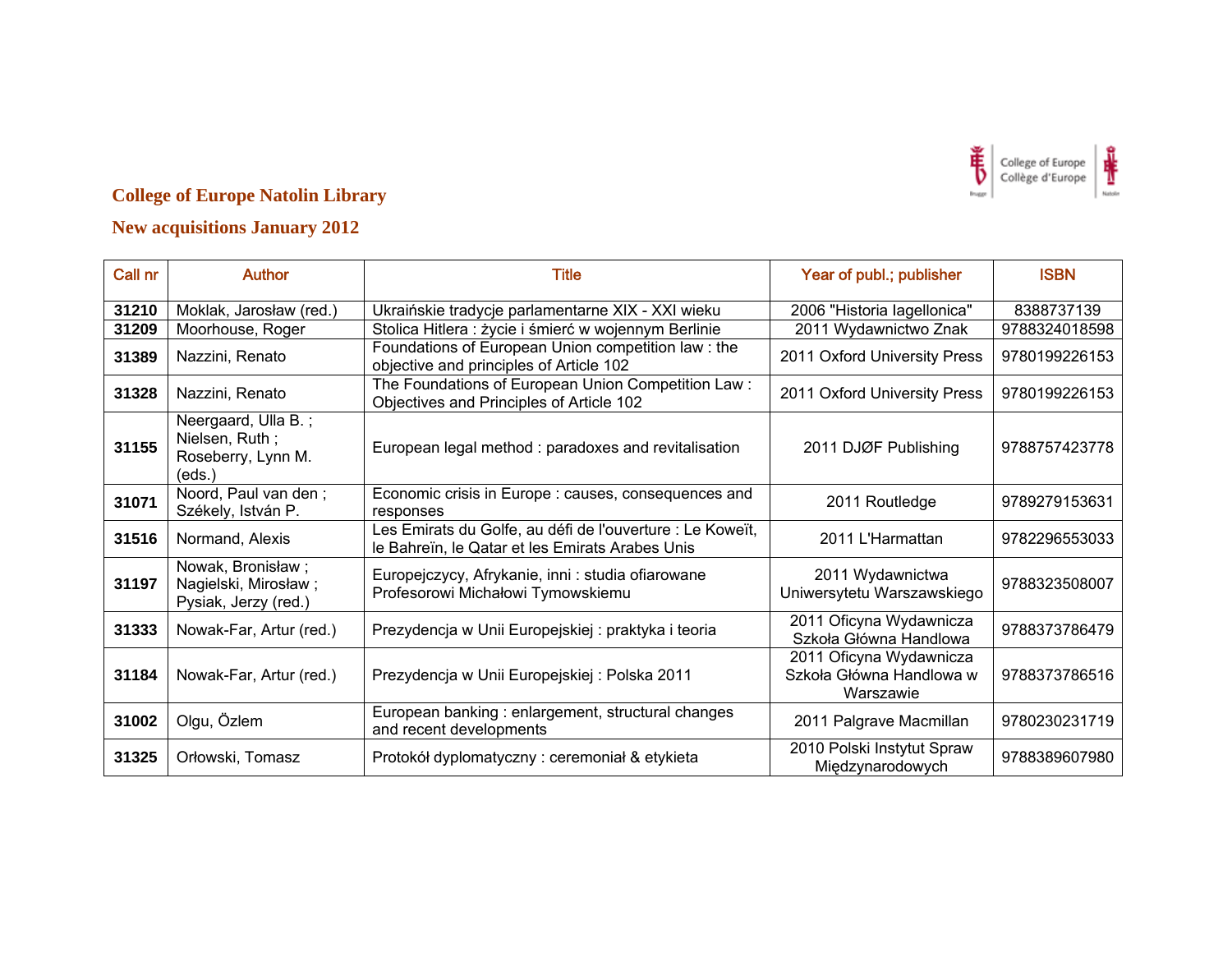## College of Europe Natolin Library

## New acquisitions January 2012

| Call nr | Author | Title | Year of publ.; publisher | ISBN |
|---|---|---|---|---|
| **31210** | Moklak, Jarosław (red.) | Ukraińskie tradycje parlamentarne XIX - XXI wieku | 2006 "Historia Iagellonica" | 8388737139 |
| **31209** | Moorhouse, Roger | Stolica Hitlera : życie i śmierć w wojennym Berlinie | 2011 Wydawnictwo Znak | 9788324018598 |
| **31389** | Nazzini, Renato | Foundations of European Union competition law : the objective and principles of Article 102 | 2011 Oxford University Press | 9780199226153 |
| **31328** | Nazzini, Renato | The Foundations of European Union Competition Law : Objectives and Principles of Article 102 | 2011 Oxford University Press | 9780199226153 |
| **31155** | Neergaard, Ulla B. ; Nielsen, Ruth ; Roseberry, Lynn M. (eds.) | European legal method : paradoxes and revitalisation | 2011 DJØF Publishing | 9788757423778 |
| **31071** | Noord, Paul van den ; Székely, István P. | Economic crisis in Europe : causes, consequences and responses | 2011 Routledge | 9789279153631 |
| **31516** | Normand, Alexis | Les Emirats du Golfe, au défi de l'ouverture : Le Koweït, le Bahreïn, le Qatar et les Emirats Arabes Unis | 2011 L'Harmattan | 9782296553033 |
| **31197** | Nowak, Bronisław ; Nagielski, Mirosław ; Pysiak, Jerzy (red.) | Europejczycy, Afrykanie, inni : studia ofiarowane Profesorowi Michałowi Tymowskiemu | 2011 Wydawnictwa Uniwersytetu Warszawskiego | 9788323508007 |
| **31333** | Nowak-Far, Artur (red.) | Prezydencja w Unii Europejskiej : praktyka i teoria | 2011 Oficyna Wydawnicza Szkoła Główna Handlowa | 9788373786479 |
| **31184** | Nowak-Far, Artur (red.) | Prezydencja w Unii Europejskiej : Polska 2011 | 2011 Oficyna Wydawnicza Szkoła Główna Handlowa w Warszawie | 9788373786516 |
| **31002** | Olgu, Özlem | European banking : enlargement, structural changes and recent developments | 2011 Palgrave Macmillan | 9780230231719 |
| **31325** | Orłowski, Tomasz | Protokół dyplomatyczny : ceremoniał & etykieta | 2010 Polski Instytut Spraw Międzynarodowych | 9788389607980 |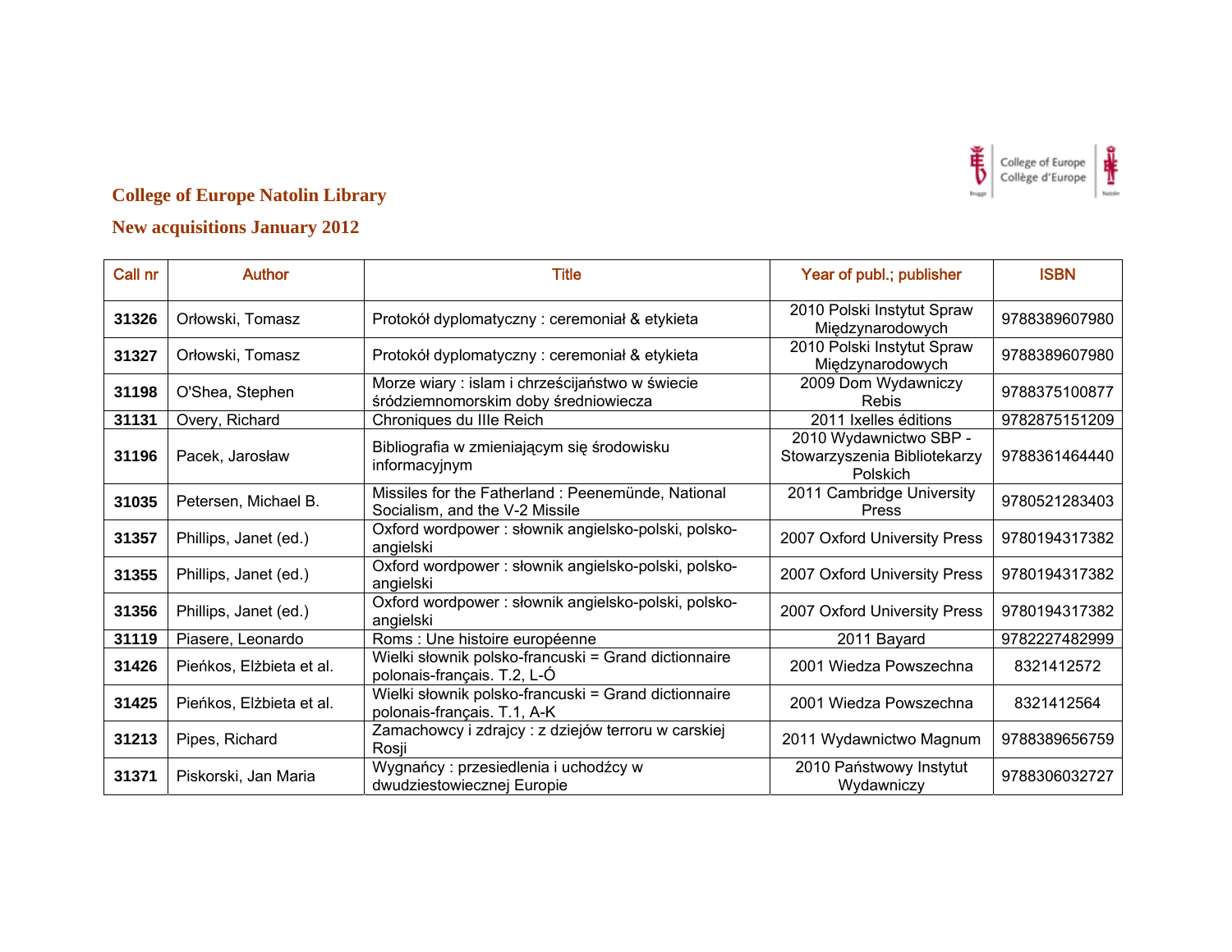## College of Europe Natolin Library

## New acquisitions January 2012

| Call nr | Author | Title | Year of publ.; publisher | ISBN |
|---|---|---|---|---|
| **31326** | Orłowski, Tomasz | Protokół dyplomatyczny : ceremoniał & etykieta | 2010 Polski Instytut Spraw Międzynarodowych | 9788389607980 |
| **31327** | Orłowski, Tomasz | Protokół dyplomatyczny : ceremoniał & etykieta | 2010 Polski Instytut Spraw Międzynarodowych | 9788389607980 |
| **31198** | O'Shea, Stephen | Morze wiary : islam i chrześcijaństwo w świecie śródziemnomorskim doby średniowiecza | 2009 Dom Wydawniczy Rebis | 9788375100877 |
| **31131** | Overy, Richard | Chroniques du IIIe Reich | 2011 Ixelles éditions | 9782875151209 |
| **31196** | Pacek, Jarosław | Bibliografia w zmieniającym się środowisku informacyjnym | 2010 Wydawnictwo SBP - Stowarzyszenia Bibliotekarzy Polskich | 9788361464440 |
| **31035** | Petersen, Michael B. | Missiles for the Fatherland : Peenemünde, National Socialism, and the V-2 Missile | 2011 Cambridge University Press | 9780521283403 |
| **31357** | Phillips, Janet (ed.) | Oxford wordpower : słownik angielsko-polski, polsko-angielski | 2007 Oxford University Press | 9780194317382 |
| **31355** | Phillips, Janet (ed.) | Oxford wordpower : słownik angielsko-polski, polsko-angielski | 2007 Oxford University Press | 9780194317382 |
| **31356** | Phillips, Janet (ed.) | Oxford wordpower : słownik angielsko-polski, polsko-angielski | 2007 Oxford University Press | 9780194317382 |
| **31119** | Piasere, Leonardo | Roms : Une histoire européenne | 2011 Bayard | 9782227482999 |
| **31426** | Pieńkos, Elżbieta et al. | Wielki słownik polsko-francuski = Grand dictionnaire polonais-français. T.2, L-Ó | 2001 Wiedza Powszechna | 8321412572 |
| **31425** | Pieńkos, Elżbieta et al. | Wielki słownik polsko-francuski = Grand dictionnaire polonais-français. T.1, A-K | 2001 Wiedza Powszechna | 8321412564 |
| **31213** | Pipes, Richard | Zamachowcy i zdrajcy : z dziejów terroru w carskiej Rosji | 2011 Wydawnictwo Magnum | 9788389656759 |
| **31371** | Piskorski, Jan Maria | Wygnańcy : przesiedlenia i uchodźcy w dwudziestowiecznej Europie | 2010 Państwowy Instytut Wydawniczy | 9788306032727 |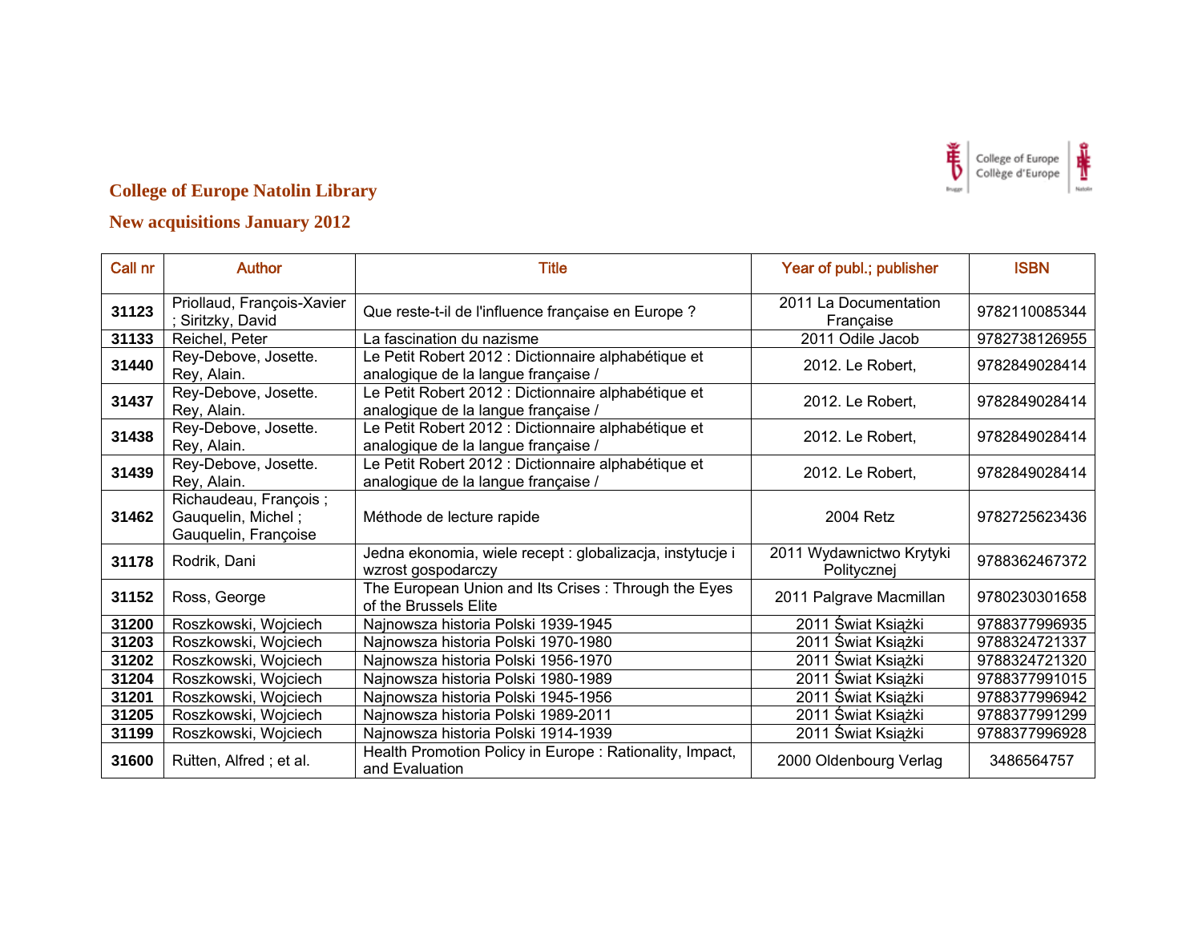## College of Europe Natolin Library

## New acquisitions January 2012

| Call nr | Author | Title | Year of publ.; publisher | ISBN |
|---|---|---|---|---|
| **31123** | Priollaud, François-Xavier ; Siritzky, David | Que reste-t-il de l'influence française en Europe ? | 2011 La Documentation Française | 9782110085344 |
| **31133** | Reichel, Peter | La fascination du nazisme | 2011 Odile Jacob | 9782738126955 |
| **31440** | Rey-Debove, Josette. Rey, Alain. | Le Petit Robert 2012 : Dictionnaire alphabétique et analogique de la langue française / | 2012. Le Robert, | 9782849028414 |
| **31437** | Rey-Debove, Josette. Rey, Alain. | Le Petit Robert 2012 : Dictionnaire alphabétique et analogique de la langue française / | 2012. Le Robert, | 9782849028414 |
| **31438** | Rey-Debove, Josette. Rey, Alain. | Le Petit Robert 2012 : Dictionnaire alphabétique et analogique de la langue française / | 2012. Le Robert, | 9782849028414 |
| **31439** | Rey-Debove, Josette. Rey, Alain. | Le Petit Robert 2012 : Dictionnaire alphabétique et analogique de la langue française / | 2012. Le Robert, | 9782849028414 |
| **31462** | Richaudeau, François ; Gauquelin, Michel ; Gauquelin, Françoise | Méthode de lecture rapide | 2004 Retz | 9782725623436 |
| **31178** | Rodrik, Dani | Jedna ekonomia, wiele recept : globalizacja, instytucje i wzrost gospodarczy | 2011 Wydawnictwo Krytyki Politycznej | 9788362467372 |
| **31152** | Ross, George | The European Union and Its Crises : Through the Eyes of the Brussels Elite | 2011 Palgrave Macmillan | 9780230301658 |
| **31200** | Roszkowski, Wojciech | Najnowsza historia Polski 1939-1945 | 2011 Świat Książki | 9788377996935 |
| **31203** | Roszkowski, Wojciech | Najnowsza historia Polski 1970-1980 | 2011 Świat Książki | 9788324721337 |
| **31202** | Roszkowski, Wojciech | Najnowsza historia Polski 1956-1970 | 2011 Świat Książki | 9788324721320 |
| **31204** | Roszkowski, Wojciech | Najnowsza historia Polski 1980-1989 | 2011 Świat Książki | 9788377991015 |
| **31201** | Roszkowski, Wojciech | Najnowsza historia Polski 1945-1956 | 2011 Świat Książki | 9788377996942 |
| **31205** | Roszkowski, Wojciech | Najnowsza historia Polski 1989-2011 | 2011 Świat Książki | 9788377991299 |
| **31199** | Roszkowski, Wojciech | Najnowsza historia Polski 1914-1939 | 2011 Świat Książki | 9788377996928 |
| **31600** | Rutten, Alfred ; et al. | Health Promotion Policy in Europe : Rationality, Impact, and Evaluation | 2000 Oldenbourg Verlag | 3486564757 |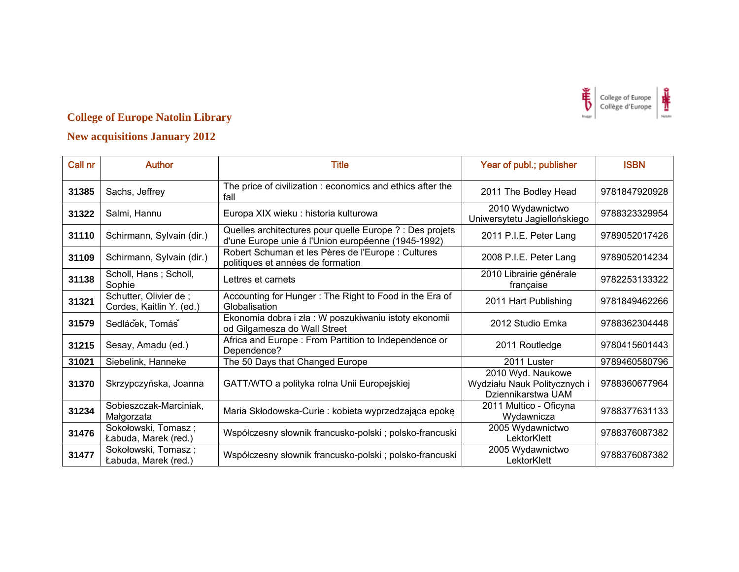## College of Europe Natolin Library

## New acquisitions January 2012

| Call nr | Author | Title | Year of publ.; publisher | ISBN |
|---|---|---|---|---|
| **31385** | Sachs, Jeffrey | The price of civilization : economics and ethics after the fall | 2011 The Bodley Head | 9781847920928 |
| **31322** | Salmi, Hannu | Europa XIX wieku : historia kulturowa | 2010 Wydawnictwo Uniwersytetu Jagiellońskiego | 9788323329954 |
| **31110** | Schirmann, Sylvain (dir.) | Quelles architectures pour quelle Europe ? : Des projets d'une Europe unie á l'Union européenne (1945-1992) | 2011 P.I.E. Peter Lang | 9789052017426 |
| **31109** | Schirmann, Sylvain (dir.) | Robert Schuman et les Pères de l'Europe : Cultures politiques et années de formation | 2008 P.I.E. Peter Lang | 9789052014234 |
| **31138** | Scholl, Hans ; Scholl, Sophie | Lettres et carnets | 2010 Librairie générale française | 9782253133322 |
| **31321** | Schutter, Olivier de ; Cordes, Kaitlin Y. (ed.) | Accounting for Hunger : The Right to Food in the Era of Globalisation | 2011 Hart Publishing | 9781849462266 |
| **31579** | Sedláček, Tomáš | Ekonomia dobra i zła : W poszukiwaniu istoty ekonomii od Gilgamesza do Wall Street | 2012 Studio Emka | 9788362304448 |
| **31215** | Sesay, Amadu (ed.) | Africa and Europe : From Partition to Independence or Dependence? | 2011 Routledge | 9780415601443 |
| **31021** | Siebelink, Hanneke | The 50 Days that Changed Europe | 2011 Luster | 9789460580796 |
| **31370** | Skrzypczyńska, Joanna | GATT/WTO a polityka rolna Unii Europejskiej | 2010 Wyd. Naukowe Wydziału Nauk Politycznych i Dziennikarstwa UAM | 9788360677964 |
| **31234** | Sobieszczak-Marciniak, Małgorzata | Maria Skłodowska-Curie : kobieta wyprzedzająca epokę | 2011 Multico - Oficyna Wydawnicza | 9788377631133 |
| **31476** | Sokołowski, Tomasz ; Łabuda, Marek (red.) | Współczesny słownik francusko-polski ; polsko-francuski | 2005 Wydawnictwo LektorKlett | 9788376087382 |
| **31477** | Sokołowski, Tomasz ; Łabuda, Marek (red.) | Współczesny słownik francusko-polski ; polsko-francuski | 2005 Wydawnictwo LektorKlett | 9788376087382 |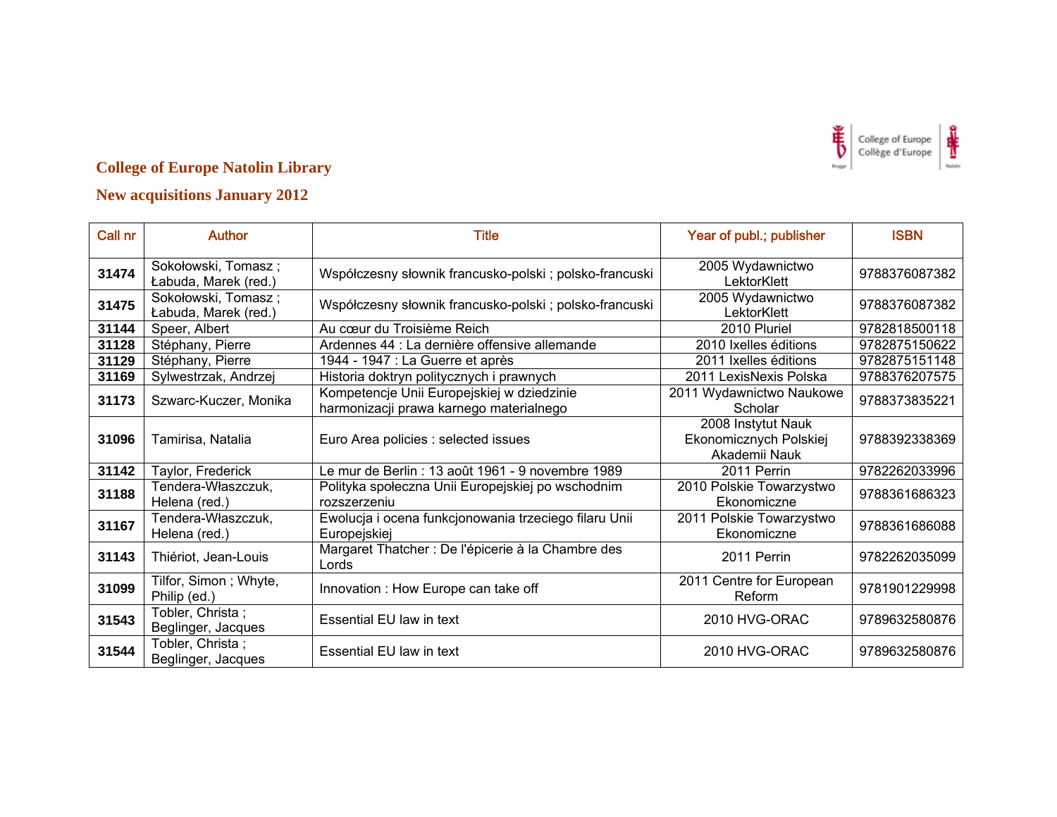## College of Europe Natolin Library

## New acquisitions January 2012

| Call nr | Author | Title | Year of publ.; publisher | ISBN |
|---|---|---|---|---|
| **31474** | Sokołowski, Tomasz ; Łabuda, Marek (red.) | Współczesny słownik francusko-polski ; polsko-francuski | 2005 Wydawnictwo LektorKlett | 9788376087382 |
| **31475** | Sokołowski, Tomasz ; Łabuda, Marek (red.) | Współczesny słownik francusko-polski ; polsko-francuski | 2005 Wydawnictwo LektorKlett | 9788376087382 |
| **31144** | Speer, Albert | Au cœur du Troisième Reich | 2010 Pluriel | 9782818500118 |
| **31128** | Stéphany, Pierre | Ardennes 44 : La dernière offensive allemande | 2010 Ixelles éditions | 9782875150622 |
| **31129** | Stéphany, Pierre | 1944 - 1947 : La Guerre et après | 2011 Ixelles éditions | 9782875151148 |
| **31169** | Sylwestrzak, Andrzej | Historia doktryn politycznych i prawnych | 2011 LexisNexis Polska | 9788376207575 |
| **31173** | Szwarc-Kuczer, Monika | Kompetencje Unii Europejskiej w dziedzinie harmonizacji prawa karnego materialnego | 2011 Wydawnictwo Naukowe Scholar | 9788373835221 |
| **31096** | Tamirisa, Natalia | Euro Area policies : selected issues | 2008 Instytut Nauk Ekonomicznych Polskiej Akademii Nauk | 9788392338369 |
| **31142** | Taylor, Frederick | Le mur de Berlin : 13 août 1961 - 9 novembre 1989 | 2011 Perrin | 9782262033996 |
| **31188** | Tendera-Właszczuk, Helena (red.) | Polityka społeczna Unii Europejskiej po wschodnim rozszerzeniu | 2010 Polskie Towarzystwo Ekonomiczne | 9788361686323 |
| **31167** | Tendera-Właszczuk, Helena (red.) | Ewolucja i ocena funkcjonowania trzeciego filaru Unii Europejskiej | 2011 Polskie Towarzystwo Ekonomiczne | 9788361686088 |
| **31143** | Thiériot, Jean-Louis | Margaret Thatcher : De l'épicerie à la Chambre des Lords | 2011 Perrin | 9782262035099 |
| **31099** | Tilfor, Simon ; Whyte, Philip (ed.) | Innovation : How Europe can take off | 2011 Centre for European Reform | 9781901229998 |
| **31543** | Tobler, Christa ; Beglinger, Jacques | Essential EU law in text | 2010 HVG-ORAC | 9789632580876 |
| **31544** | Tobler, Christa ; Beglinger, Jacques | Essential EU law in text | 2010 HVG-ORAC | 9789632580876 |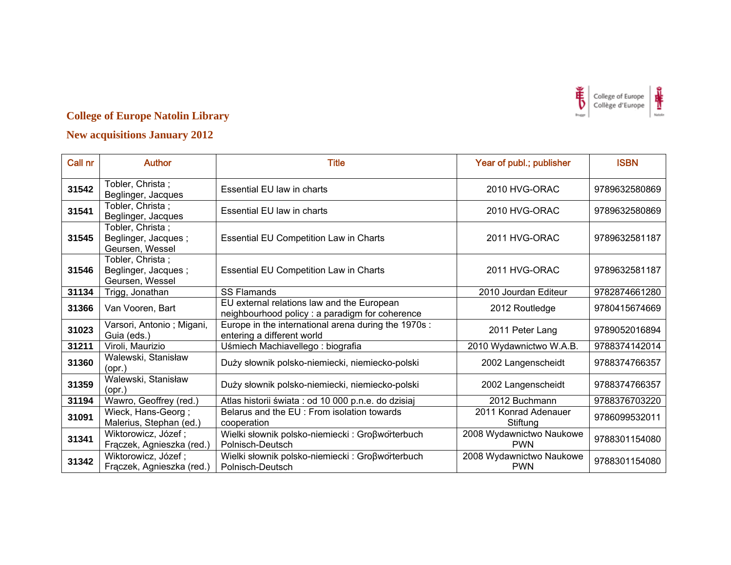## College of Europe Natolin Library

## New acquisitions January 2012

| Call nr | Author | Title | Year of publ.; publisher | ISBN |
|---|---|---|---|---|
| **31542** | Tobler, Christa ; Beglinger, Jacques | Essential EU law in charts | 2010 HVG-ORAC | 9789632580869 |
| **31541** | Tobler, Christa ; Beglinger, Jacques | Essential EU law in charts | 2010 HVG-ORAC | 9789632580869 |
| **31545** | Tobler, Christa ; Beglinger, Jacques ; Geursen, Wessel | Essential EU Competition Law in Charts | 2011 HVG-ORAC | 9789632581187 |
| **31546** | Tobler, Christa ; Beglinger, Jacques ; Geursen, Wessel | Essential EU Competition Law in Charts | 2011 HVG-ORAC | 9789632581187 |
| **31134** | Trigg, Jonathan | SS Flamands | 2010 Jourdan Editeur | 9782874661280 |
| **31366** | Van Vooren, Bart | EU external relations law and the European neighbourhood policy : a paradigm for coherence | 2012 Routledge | 9780415674669 |
| **31023** | Varsori, Antonio ; Migani, Guia (eds.) | Europe in the international arena during the 1970s : entering a different world | 2011 Peter Lang | 9789052016894 |
| **31211** | Viroli, Maurizio | Uśmiech Machiavellego : biografia | 2010 Wydawnictwo W.A.B. | 9788374142014 |
| **31360** | Walewski, Stanisław (opr.) | Duży słownik polsko-niemiecki, niemiecko-polski | 2002 Langenscheidt | 9788374766357 |
| **31359** | Walewski, Stanisław (opr.) | Duży słownik polsko-niemiecki, niemiecko-polski | 2002 Langenscheidt | 9788374766357 |
| **31194** | Wawro, Geoffrey (red.) | Atlas historii świata : od 10 000 p.n.e. do dzisiaj | 2012 Buchmann | 9788376703220 |
| **31091** | Wieck, Hans-Georg ; Malerius, Stephan (ed.) | Belarus and the EU : From isolation towards cooperation | 2011 Konrad Adenauer Stiftung | 9786099532011 |
| **31341** | Wiktorowicz, Józef ; Frączek, Agnieszka (red.) | Wielki słownik polsko-niemiecki : Groβwörterbuch Polnisch-Deutsch | 2008 Wydawnictwo Naukowe PWN | 9788301154080 |
| **31342** | Wiktorowicz, Józef ; Frączek, Agnieszka (red.) | Wielki słownik polsko-niemiecki : Groβwörterbuch Polnisch-Deutsch | 2008 Wydawnictwo Naukowe PWN | 9788301154080 |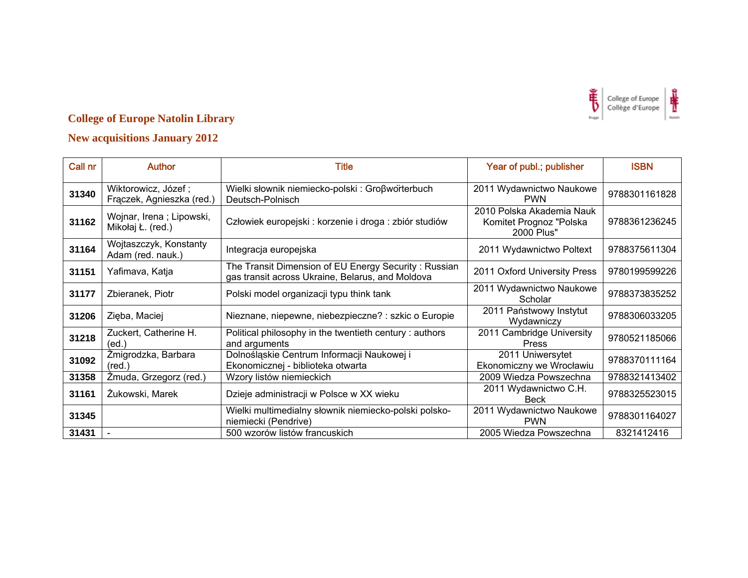## College of Europe Natolin Library

## New acquisitions January 2012

| Call nr | Author | Title | Year of publ.; publisher | ISBN |
|---|---|---|---|---|
| **31340** | Wiktorowicz, Józef ; Frączek, Agnieszka (red.) | Wielki słownik niemiecko-polski : Groβwörterbuch Deutsch-Polnisch | 2011 Wydawnictwo Naukowe PWN | 9788301161828 |
| **31162** | Wojnar, Irena ; Lipowski, Mikołaj Ł. (red.) | Człowiek europejski : korzenie i droga : zbiór studiów | 2010 Polska Akademia Nauk Komitet Prognoz "Polska 2000 Plus" | 9788361236245 |
| **31164** | Wojtaszczyk, Konstanty Adam (red. nauk.) | Integracja europejska | 2011 Wydawnictwo Poltext | 9788375611304 |
| **31151** | Yafimava, Katja | The Transit Dimension of EU Energy Security : Russian gas transit across Ukraine, Belarus, and Moldova | 2011 Oxford University Press | 9780199599226 |
| **31177** | Zbieranek, Piotr | Polski model organizacji typu think tank | 2011 Wydawnictwo Naukowe Scholar | 9788373835252 |
| **31206** | Zięba, Maciej | Nieznane, niepewne, niebezpieczne? : szkic o Europie | 2011 Państwowy Instytut Wydawniczy | 9788306033205 |
| **31218** | Zuckert, Catherine H. (ed.) | Political philosophy in the twentieth century : authors and arguments | 2011 Cambridge University Press | 9780521185066 |
| **31092** | Żmigrodzka, Barbara (red.) | Dolnośląskie Centrum Informacji Naukowej i Ekonomicznej - biblioteka otwarta | 2011 Uniwersytet Ekonomiczny we Wrocławiu | 9788370111164 |
| **31358** | Żmuda, Grzegorz (red.) | Wzory listów niemieckich | 2009 Wiedza Powszechna | 9788321413402 |
| **31161** | Żukowski, Marek | Dzieje administracji w Polsce w XX wieku | 2011 Wydawnictwo C.H. Beck | 9788325523015 |
| **31345** | | Wielki multimedialny słownik niemiecko-polski polsko-niemiecki (Pendrive) | 2011 Wydawnictwo Naukowe PWN | 9788301164027 |
| **31431** | - | 500 wzorów listów francuskich | 2005 Wiedza Powszechna | 8321412416 |